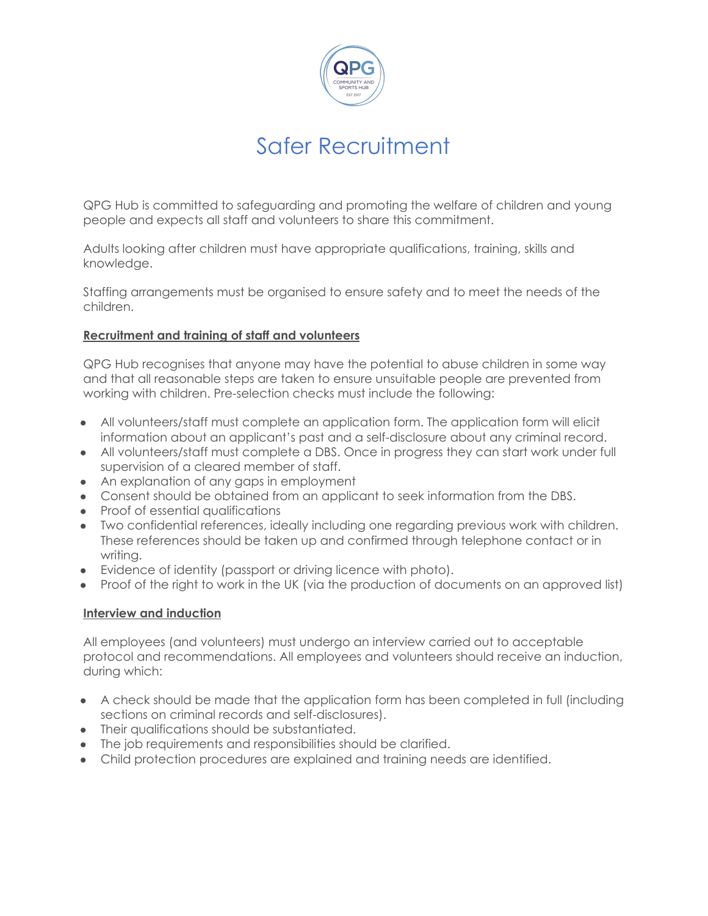# Safer Recruitment

QPG Hub is committed to safeguarding and promoting the welfare of children and young people and expects all staff and volunteers to share this commitment.

Adults looking after children must have appropriate qualifications, training, skills and knowledge.

Staffing arrangements must be organised to ensure safety and to meet the needs of the children.

**Recruitment and training of staff and volunteers**

QPG Hub recognises that anyone may have the potential to abuse children in some way and that all reasonable steps are taken to ensure unsuitable people are prevented from working with children. Pre-selection checks must include the following:

- All volunteers/staff must complete an application form. The application form will elicit information about an applicant's past and a self-disclosure about any criminal record.
- All volunteers/staff must complete a DBS. Once in progress they can start work under full supervision of a cleared member of staff.
- An explanation of any gaps in employment
- Consent should be obtained from an applicant to seek information from the DBS.
- Proof of essential qualifications
- Two confidential references, ideally including one regarding previous work with children. These references should be taken up and confirmed through telephone contact or in writing.
- Evidence of identity (passport or driving licence with photo).
- Proof of the right to work in the UK (via the production of documents on an approved list)

**Interview and induction**

All employees (and volunteers) must undergo an interview carried out to acceptable protocol and recommendations. All employees and volunteers should receive an induction, during which:

- A check should be made that the application form has been completed in full (including sections on criminal records and self-disclosures).
- Their qualifications should be substantiated.
- The job requirements and responsibilities should be clarified.
- Child protection procedures are explained and training needs are identified.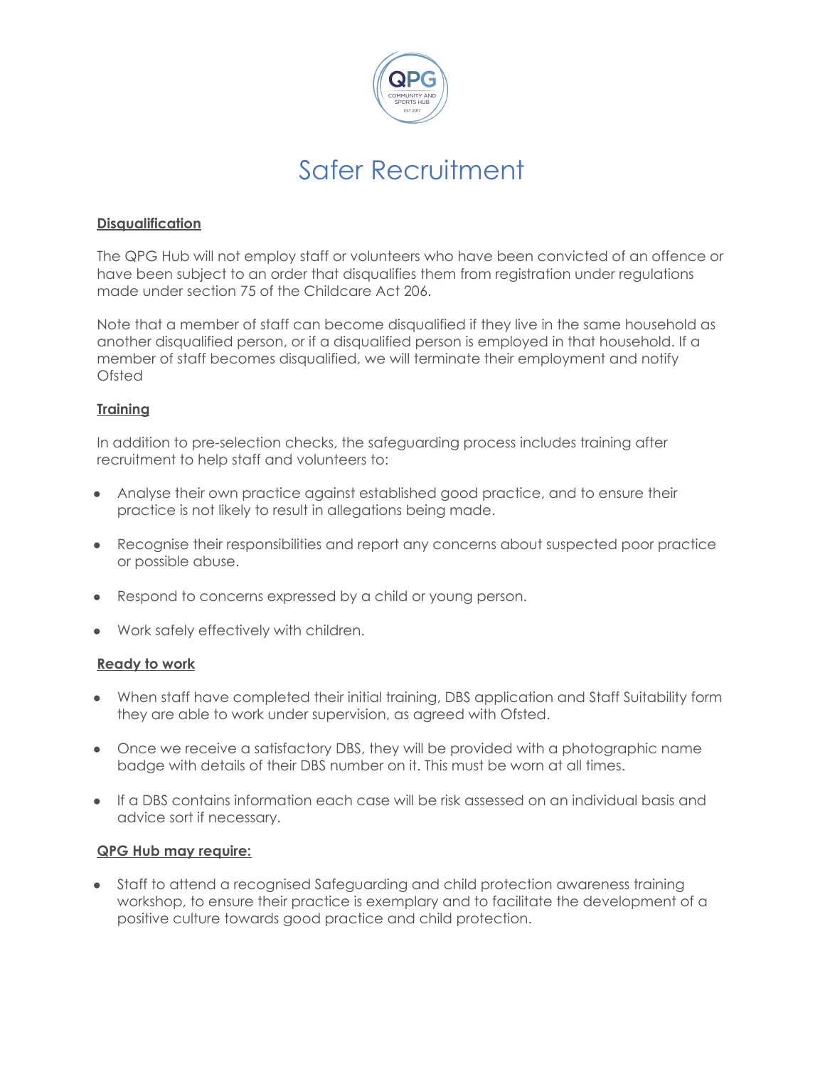# Safer Recruitment

**Disqualification**

The QPG Hub will not employ staff or volunteers who have been convicted of an offence or have been subject to an order that disqualifies them from registration under regulations made under section 75 of the Childcare Act 206.

Note that a member of staff can become disqualified if they live in the same household as another disqualified person, or if a disqualified person is employed in that household. If a member of staff becomes disqualified, we will terminate their employment and notify Ofsted

**Training**

In addition to pre-selection checks, the safeguarding process includes training after recruitment to help staff and volunteers to:

- Analyse their own practice against established good practice, and to ensure their practice is not likely to result in allegations being made.
- Recognise their responsibilities and report any concerns about suspected poor practice or possible abuse.
- Respond to concerns expressed by a child or young person.
- Work safely effectively with children.

**Ready to work**

- When staff have completed their initial training, DBS application and Staff Suitability form they are able to work under supervision, as agreed with Ofsted.
- Once we receive a satisfactory DBS, they will be provided with a photographic name badge with details of their DBS number on it. This must be worn at all times.
- If a DBS contains information each case will be risk assessed on an individual basis and advice sort if necessary.

**QPG Hub may require:**

- Staff to attend a recognised Safeguarding and child protection awareness training workshop, to ensure their practice is exemplary and to facilitate the development of a positive culture towards good practice and child protection.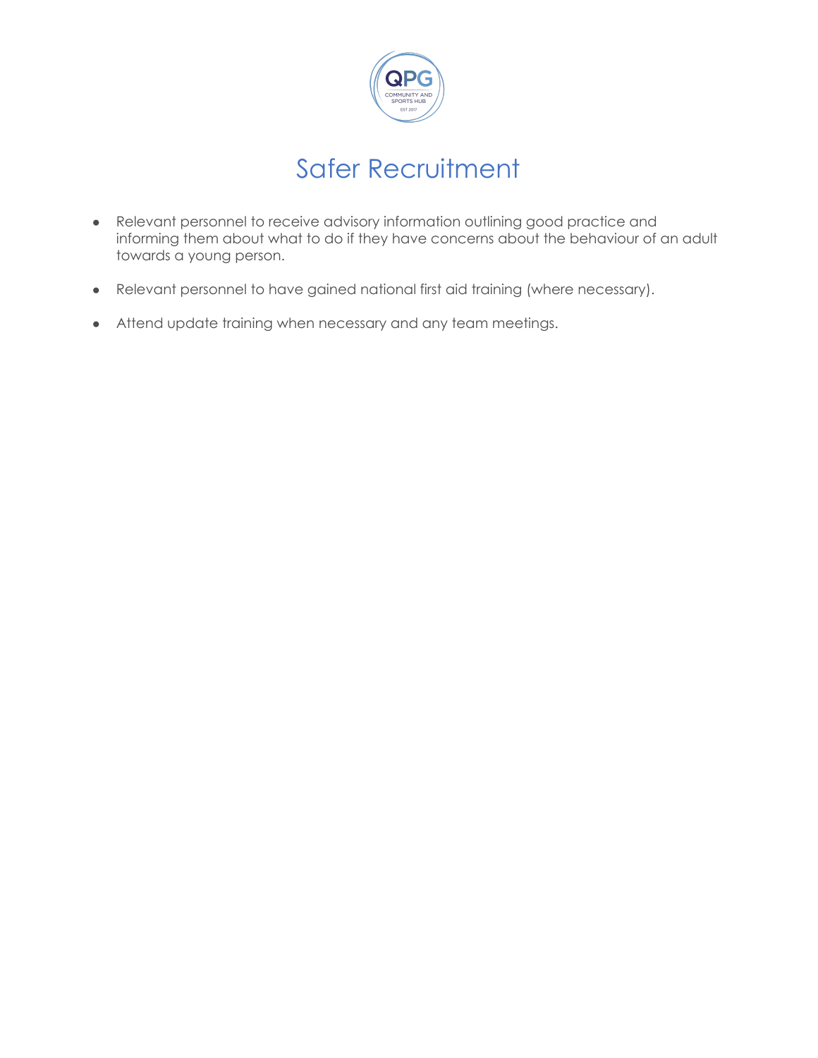# Safer Recruitment

- Relevant personnel to receive advisory information outlining good practice and informing them about what to do if they have concerns about the behaviour of an adult towards a young person.

- Relevant personnel to have gained national first aid training (where necessary).

- Attend update training when necessary and any team meetings.